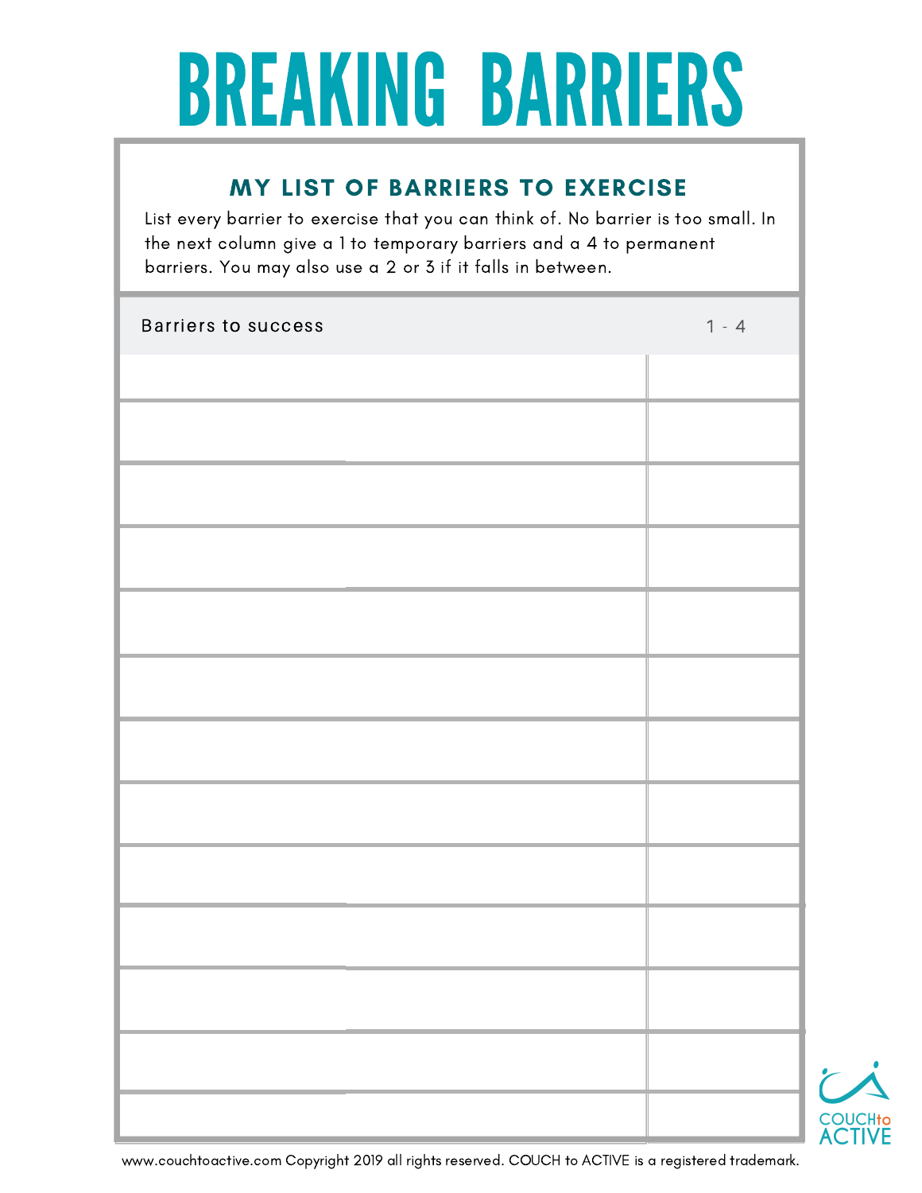# BREAKING BARRIERS

## MY LIST OF BARRIERS TO EXERCISE

List every barrier to exercise that you can think of. No barrier is too small. In the next column give a 1 to temporary barriers and a 4 to permanent barriers. You may also use a 2 or 3 if it falls in between.

| Barriers to success | 1 - 4 |
|---|---|
| | |
| | |
| | |
| | |
| | |
| | |
| | |
| | |
| | |
| | |
| | |
| | |
| | |

www.couchtoactive.com Copyright 2019 all rights reserved. COUCH to ACTIVE is a registered trademark.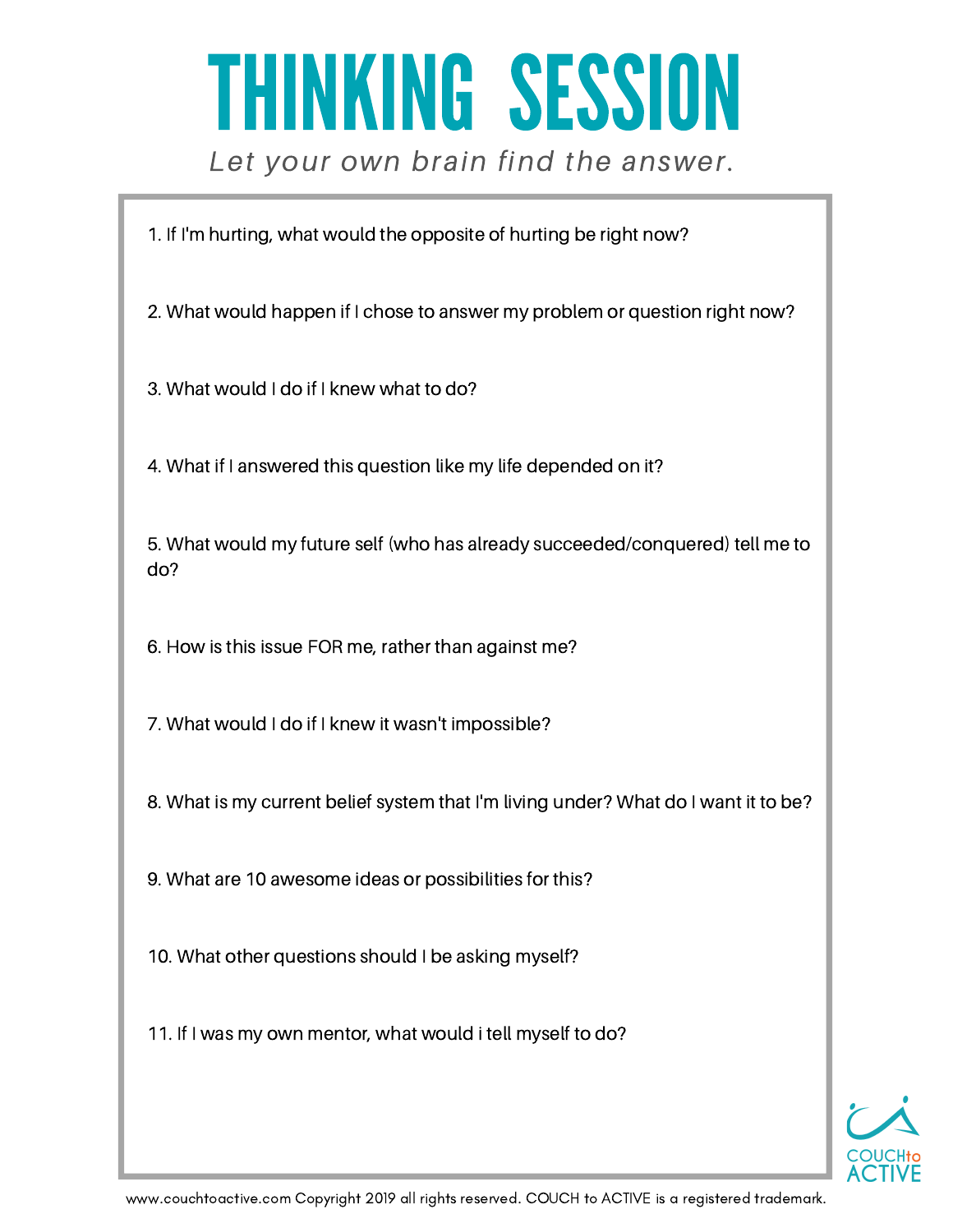# THINKING SESSION

*Let your own brain find the answer.*

1. If I'm hurting, what would the opposite of hurting be right now?

2. What would happen if I chose to answer my problem or question right now?

3. What would I do if I knew what to do?

4. What if I answered this question like my life depended on it?

5. What would my future self (who has already succeeded/conquered) tell me to do?

6. How is this issue FOR me, rather than against me?

7. What would I do if I knew it wasn't impossible?

8. What is my current belief system that I'm living under? What do I want it to be?

9. What are 10 awesome ideas or possibilities for this?

10. What other questions should I be asking myself?

11. If I was my own mentor, what would i tell myself to do?

COUCH to ACTIVE

www.couchtoactive.com Copyright 2019 all rights reserved. COUCH to ACTIVE is a registered trademark.